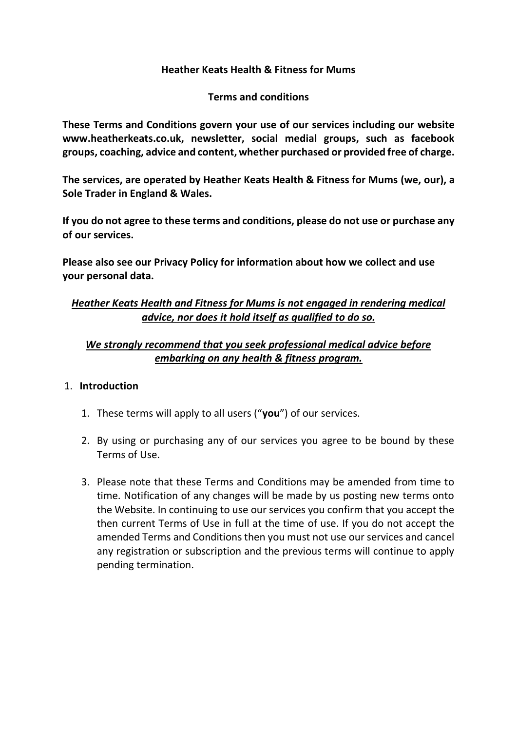**Heather Keats Health & Fitness for Mums**

**Terms and conditions**

**These Terms and Conditions govern your use of our services including our website www.heatherkeats.co.uk, newsletter, social medial groups, such as facebook groups, coaching, advice and content, whether purchased or provided free of charge.**

**The services, are operated by Heather Keats Health & Fitness for Mums (we, our), a Sole Trader in England & Wales.**

**If you do not agree to these terms and conditions, please do not use or purchase any of our services.**

**Please also see our Privacy Policy for information about how we collect and use your personal data.**

***<u>Heather Keats Health and Fitness for Mums is not engaged in rendering medical advice, nor does it hold itself as qualified to do so.</u>***

***<u>We strongly recommend that you seek professional medical advice before embarking on any health & fitness program.</u>***

1. **Introduction**
   1. These terms will apply to all users ("**you**") of our services.
   2. By using or purchasing any of our services you agree to be bound by these Terms of Use.
   3. Please note that these Terms and Conditions may be amended from time to time. Notification of any changes will be made by us posting new terms onto the Website. In continuing to use our services you confirm that you accept the then current Terms of Use in full at the time of use. If you do not accept the amended Terms and Conditions then you must not use our services and cancel any registration or subscription and the previous terms will continue to apply pending termination.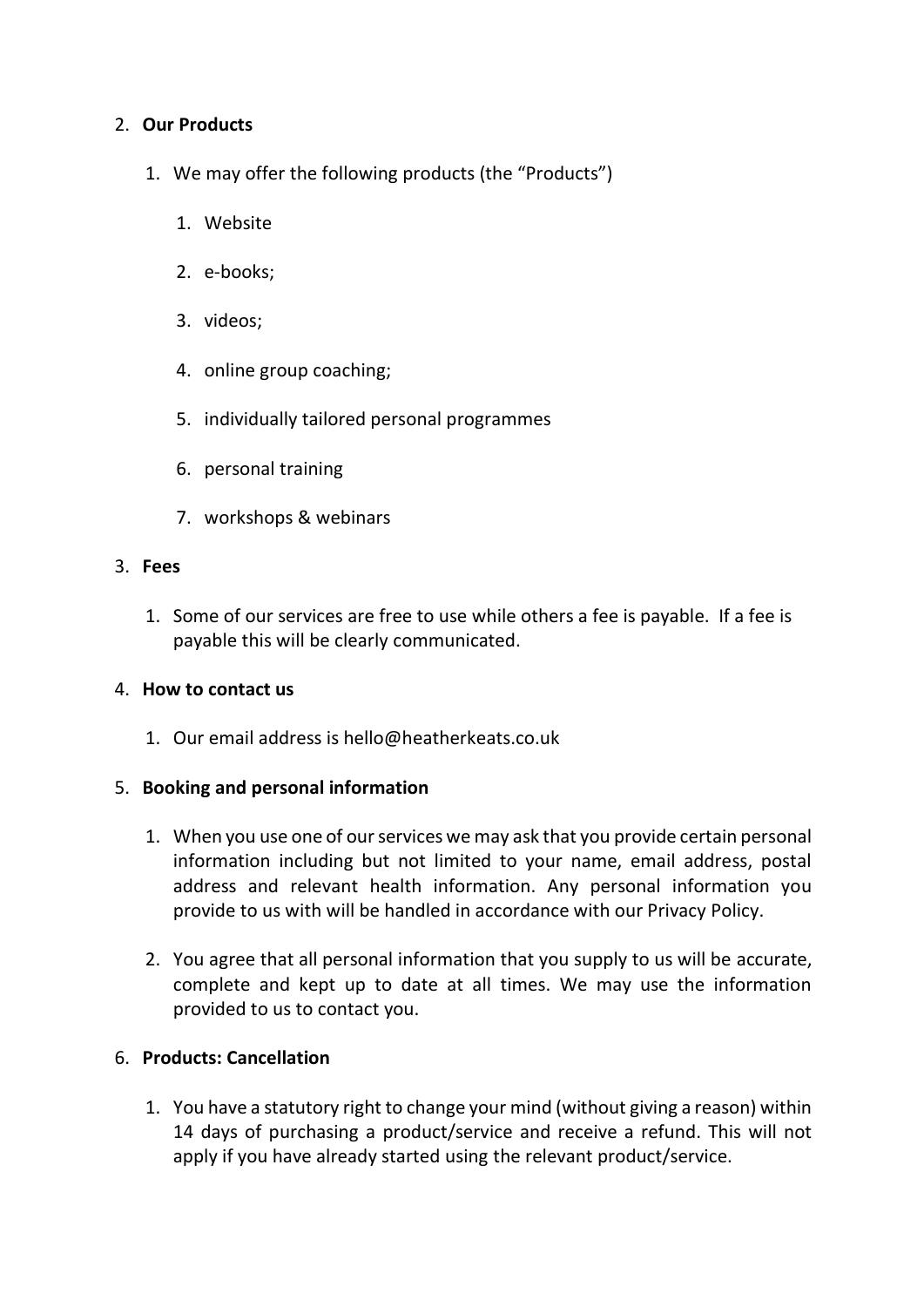2. **Our Products**

    1. We may offer the following products (the "Products")

        1. Website
        2. e-books;
        3. videos;
        4. online group coaching;
        5. individually tailored personal programmes
        6. personal training
        7. workshops & webinars

3. **Fees**

    1. Some of our services are free to use while others a fee is payable. If a fee is payable this will be clearly communicated.

4. **How to contact us**

    1. Our email address is hello@heatherkeats.co.uk

5. **Booking and personal information**

    1. When you use one of our services we may ask that you provide certain personal information including but not limited to your name, email address, postal address and relevant health information. Any personal information you provide to us with will be handled in accordance with our Privacy Policy.

    2. You agree that all personal information that you supply to us will be accurate, complete and kept up to date at all times. We may use the information provided to us to contact you.

6. **Products: Cancellation**

    1. You have a statutory right to change your mind (without giving a reason) within 14 days of purchasing a product/service and receive a refund. This will not apply if you have already started using the relevant product/service.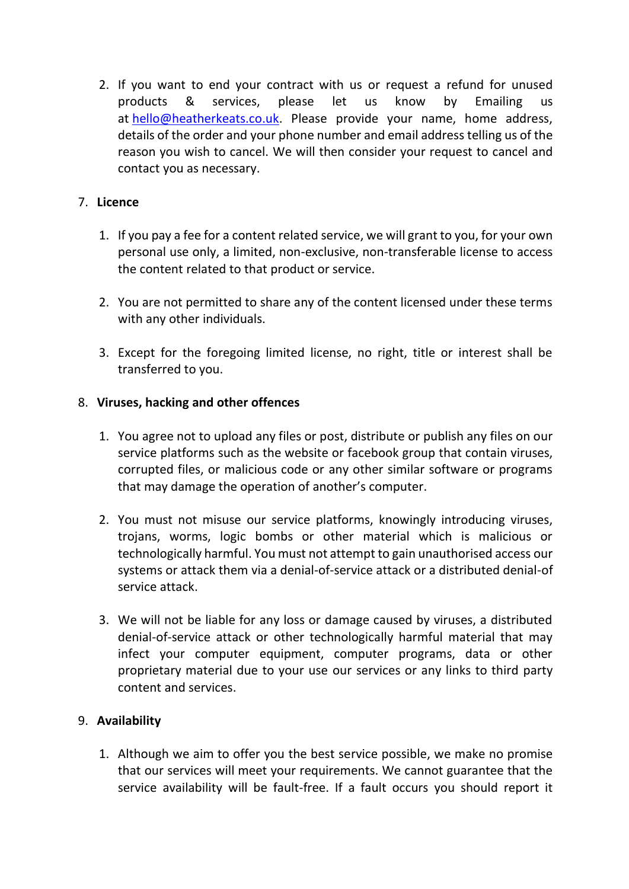2. If you want to end your contract with us or request a refund for unused products & services, please let us know by Emailing us at hello@heatherkeats.co.uk. Please provide your name, home address, details of the order and your phone number and email address telling us of the reason you wish to cancel. We will then consider your request to cancel and contact you as necessary.

7. **Licence**

   1. If you pay a fee for a content related service, we will grant to you, for your own personal use only, a limited, non-exclusive, non-transferable license to access the content related to that product or service.

   2. You are not permitted to share any of the content licensed under these terms with any other individuals.

   3. Except for the foregoing limited license, no right, title or interest shall be transferred to you.

8. **Viruses, hacking and other offences**

   1. You agree not to upload any files or post, distribute or publish any files on our service platforms such as the website or facebook group that contain viruses, corrupted files, or malicious code or any other similar software or programs that may damage the operation of another's computer.

   2. You must not misuse our service platforms, knowingly introducing viruses, trojans, worms, logic bombs or other material which is malicious or technologically harmful. You must not attempt to gain unauthorised access our systems or attack them via a denial-of-service attack or a distributed denial-of service attack.

   3. We will not be liable for any loss or damage caused by viruses, a distributed denial-of-service attack or other technologically harmful material that may infect your computer equipment, computer programs, data or other proprietary material due to your use our services or any links to third party content and services.

9. **Availability**

   1. Although we aim to offer you the best service possible, we make no promise that our services will meet your requirements. We cannot guarantee that the service availability will be fault-free. If a fault occurs you should report it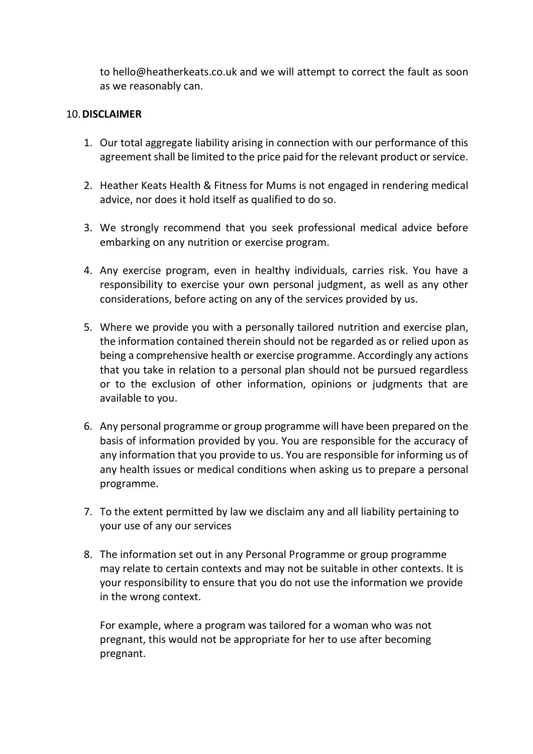to hello@heatherkeats.co.uk and we will attempt to correct the fault as soon as we reasonably can.

## 10. DISCLAIMER

1. Our total aggregate liability arising in connection with our performance of this agreement shall be limited to the price paid for the relevant product or service.

2. Heather Keats Health & Fitness for Mums is not engaged in rendering medical advice, nor does it hold itself as qualified to do so.

3. We strongly recommend that you seek professional medical advice before embarking on any nutrition or exercise program.

4. Any exercise program, even in healthy individuals, carries risk. You have a responsibility to exercise your own personal judgment, as well as any other considerations, before acting on any of the services provided by us.

5. Where we provide you with a personally tailored nutrition and exercise plan, the information contained therein should not be regarded as or relied upon as being a comprehensive health or exercise programme. Accordingly any actions that you take in relation to a personal plan should not be pursued regardless or to the exclusion of other information, opinions or judgments that are available to you.

6. Any personal programme or group programme will have been prepared on the basis of information provided by you. You are responsible for the accuracy of any information that you provide to us. You are responsible for informing us of any health issues or medical conditions when asking us to prepare a personal programme.

7. To the extent permitted by law we disclaim any and all liability pertaining to your use of any our services

8. The information set out in any Personal Programme or group programme may relate to certain contexts and may not be suitable in other contexts. It is your responsibility to ensure that you do not use the information we provide in the wrong context.

   For example, where a program was tailored for a woman who was not pregnant, this would not be appropriate for her to use after becoming pregnant.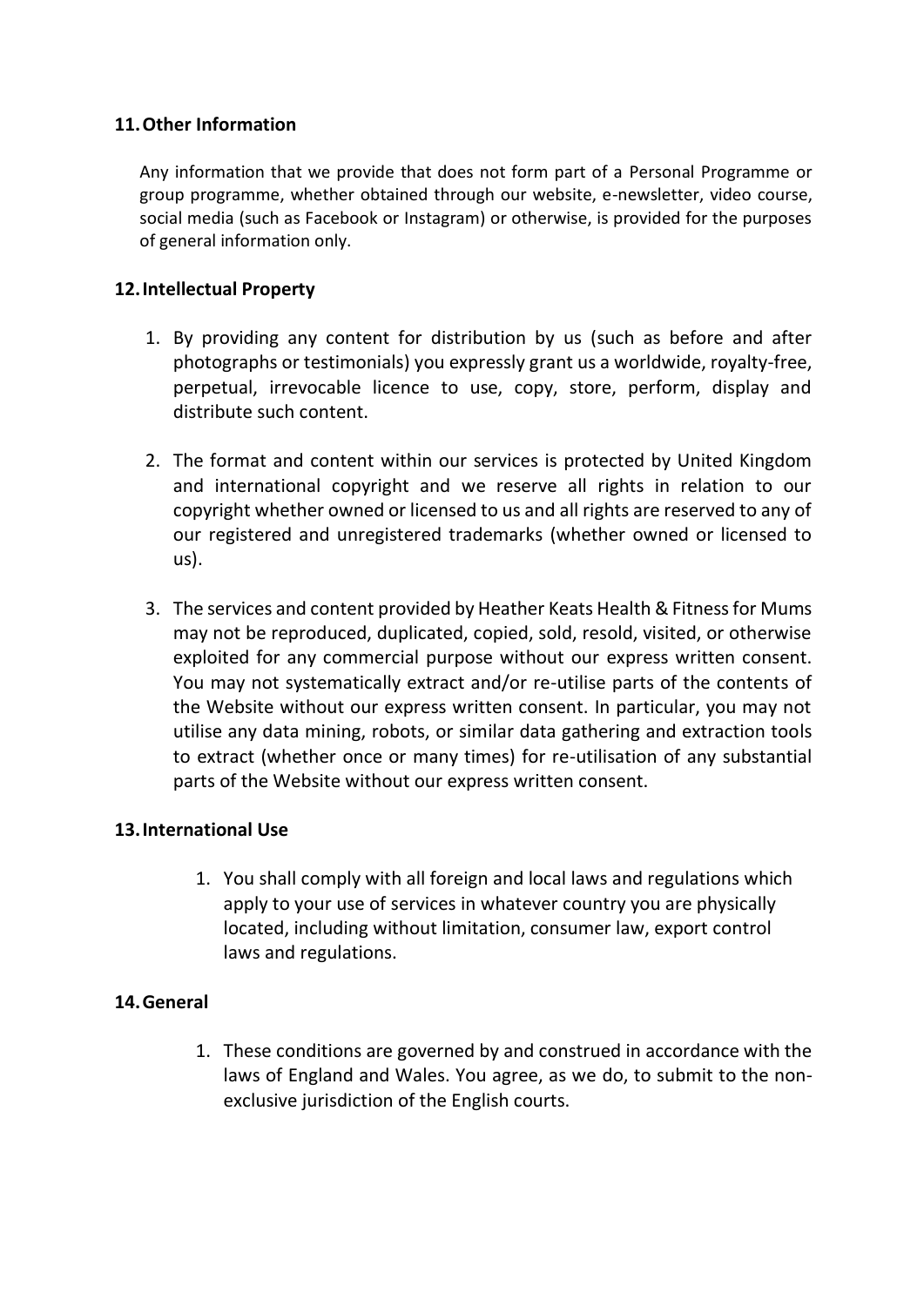## 11. Other Information

Any information that we provide that does not form part of a Personal Programme or group programme, whether obtained through our website, e-newsletter, video course, social media (such as Facebook or Instagram) or otherwise, is provided for the purposes of general information only.

## 12. Intellectual Property

1. By providing any content for distribution by us (such as before and after photographs or testimonials) you expressly grant us a worldwide, royalty-free, perpetual, irrevocable licence to use, copy, store, perform, display and distribute such content.

2. The format and content within our services is protected by United Kingdom and international copyright and we reserve all rights in relation to our copyright whether owned or licensed to us and all rights are reserved to any of our registered and unregistered trademarks (whether owned or licensed to us).

3. The services and content provided by Heather Keats Health & Fitness for Mums may not be reproduced, duplicated, copied, sold, resold, visited, or otherwise exploited for any commercial purpose without our express written consent. You may not systematically extract and/or re-utilise parts of the contents of the Website without our express written consent. In particular, you may not utilise any data mining, robots, or similar data gathering and extraction tools to extract (whether once or many times) for re-utilisation of any substantial parts of the Website without our express written consent.

## 13. International Use

1. You shall comply with all foreign and local laws and regulations which apply to your use of services in whatever country you are physically located, including without limitation, consumer law, export control laws and regulations.

## 14. General

1. These conditions are governed by and construed in accordance with the laws of England and Wales. You agree, as we do, to submit to the non-exclusive jurisdiction of the English courts.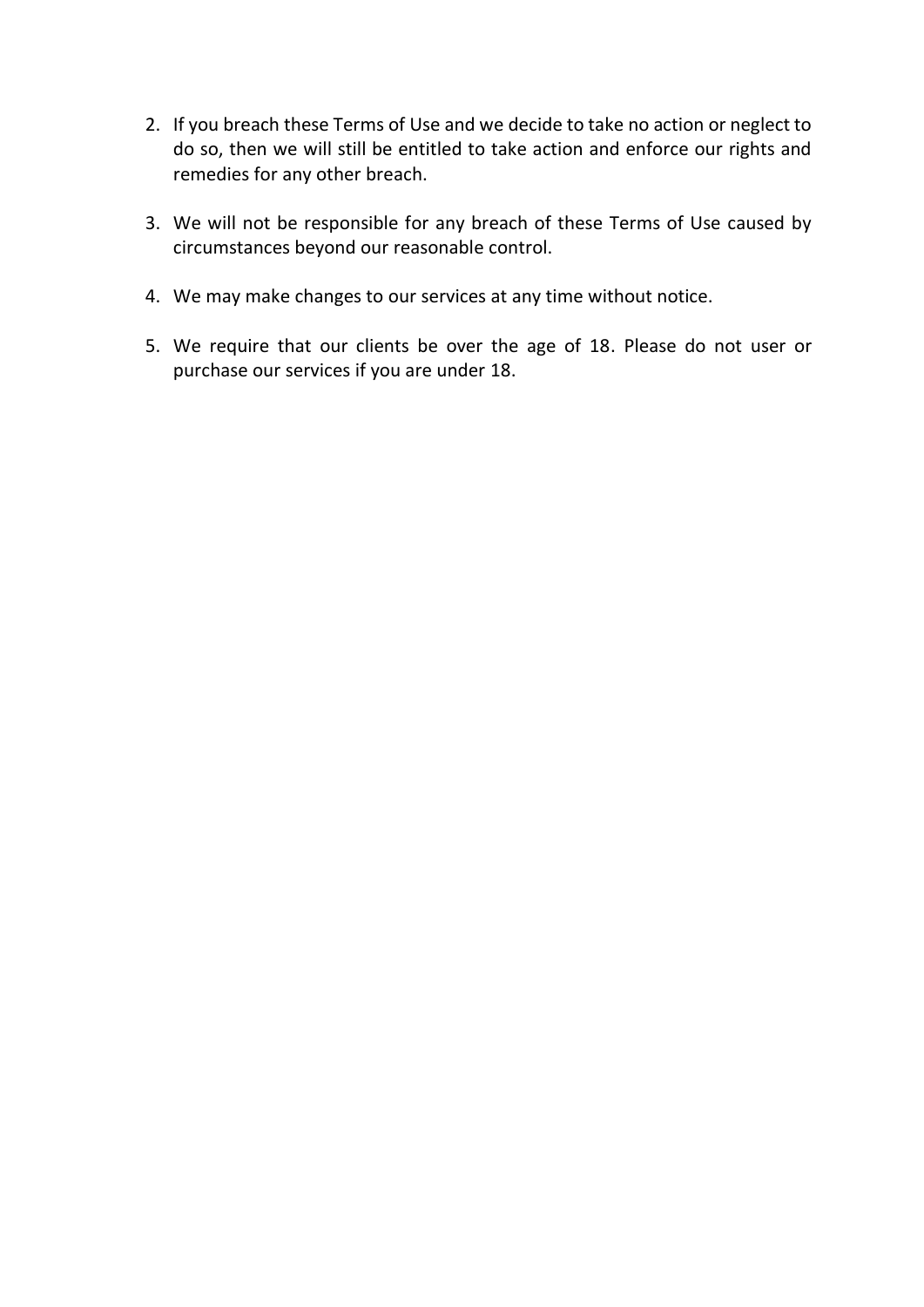2. If you breach these Terms of Use and we decide to take no action or neglect to do so, then we will still be entitled to take action and enforce our rights and remedies for any other breach.

3. We will not be responsible for any breach of these Terms of Use caused by circumstances beyond our reasonable control.

4. We may make changes to our services at any time without notice.

5. We require that our clients be over the age of 18. Please do not user or purchase our services if you are under 18.